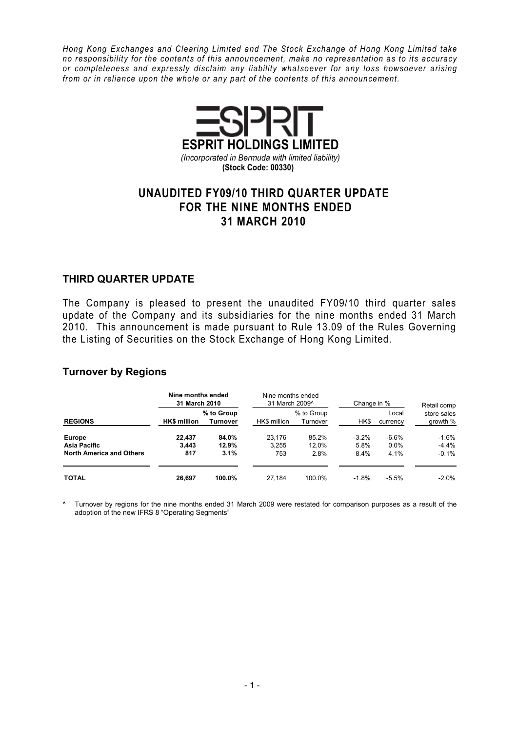*Hong Kong Exchanges and Clearing Limited and The Stock Exchange of Hong Kong Limited take no responsibility for the contents of this announcement, make no representation as to its accuracy or completeness and expressly disclaim any liability whatsoever for any loss howsoever arising from or in reliance upon the whole or any part of the contents of this announcement.*

**ESPRIT HOLDINGS LIMITED**

*(Incorporated in Bermuda with limited liability)*

**(Stock Code: 00330)**

# UNAUDITED FY09/10 THIRD QUARTER UPDATE FOR THE NINE MONTHS ENDED 31 MARCH 2010

## THIRD QUARTER UPDATE

The Company is pleased to present the unaudited FY09/10 third quarter sales update of the Company and its subsidiaries for the nine months ended 31 March 2010. This announcement is made pursuant to Rule 13.09 of the Rules Governing the Listing of Securities on the Stock Exchange of Hong Kong Limited.

## Turnover by Regions

| | **Nine months ended 31 March 2010** | | Nine months ended 31 March 2009^ | | Change in % | | Retail comp store sales growth % |
|---|---|---|---|---|---|---|---|
| **REGIONS** | **HK$ million** | **% to Group Turnover** | HK$ million | % to Group Turnover | HK$ | Local currency | |
| **Europe** | **22,437** | **84.0%** | 23,176 | 85.2% | -3.2% | -6.6% | -1.6% |
| **Asia Pacific** | **3,443** | **12.9%** | 3,255 | 12.0% | 5.8% | 0.0% | -4.4% |
| **North America and Others** | **817** | **3.1%** | 753 | 2.8% | 8.4% | 4.1% | -0.1% |
| **TOTAL** | **26,697** | **100.0%** | 27,184 | 100.0% | -1.8% | -5.5% | -2.0% |

^ Turnover by regions for the nine months ended 31 March 2009 were restated for comparison purposes as a result of the adoption of the new IFRS 8 "Operating Segments"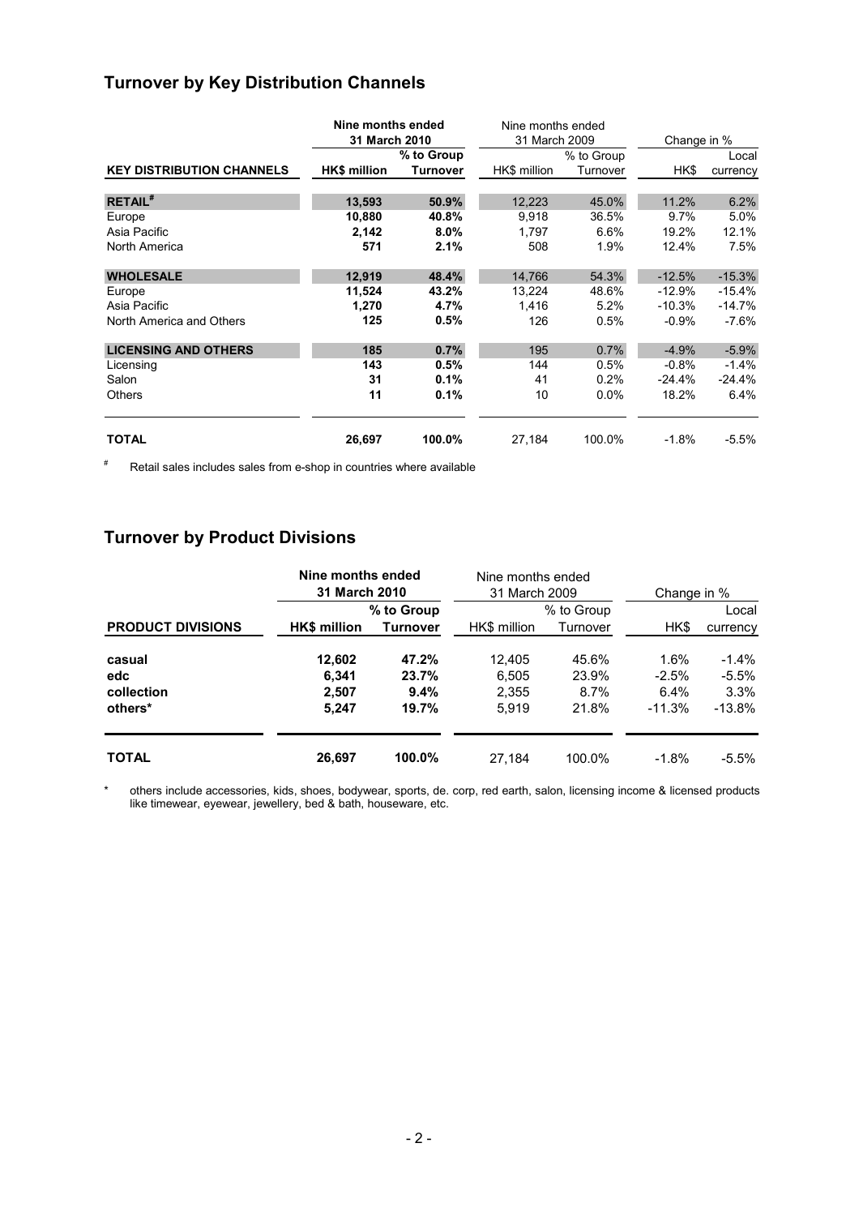## Turnover by Key Distribution Channels

| KEY DISTRIBUTION CHANNELS | Nine months ended 31 March 2010 | | Nine months ended 31 March 2009 | | Change in % | |
|---|---|---|---|---|---|---|
| | **HK$ million** | **% to Group Turnover** | HK$ million | % to Group Turnover | HK$ | Local currency |
| **RETAIL#** | **13,593** | **50.9%** | 12,223 | 45.0% | 11.2% | 6.2% |
| Europe | **10,880** | **40.8%** | 9,918 | 36.5% | 9.7% | 5.0% |
| Asia Pacific | **2,142** | **8.0%** | 1,797 | 6.6% | 19.2% | 12.1% |
| North America | **571** | **2.1%** | 508 | 1.9% | 12.4% | 7.5% |
| **WHOLESALE** | **12,919** | **48.4%** | 14,766 | 54.3% | -12.5% | -15.3% |
| Europe | **11,524** | **43.2%** | 13,224 | 48.6% | -12.9% | -15.4% |
| Asia Pacific | **1,270** | **4.7%** | 1,416 | 5.2% | -10.3% | -14.7% |
| North America and Others | **125** | **0.5%** | 126 | 0.5% | -0.9% | -7.6% |
| **LICENSING AND OTHERS** | **185** | **0.7%** | 195 | 0.7% | -4.9% | -5.9% |
| Licensing | **143** | **0.5%** | 144 | 0.5% | -0.8% | -1.4% |
| Salon | **31** | **0.1%** | 41 | 0.2% | -24.4% | -24.4% |
| Others | **11** | **0.1%** | 10 | 0.0% | 18.2% | 6.4% |
| **TOTAL** | **26,697** | **100.0%** | 27,184 | 100.0% | -1.8% | -5.5% |

# Retail sales includes sales from e-shop in countries where available

## Turnover by Product Divisions

| PRODUCT DIVISIONS | Nine months ended 31 March 2010 | | Nine months ended 31 March 2009 | | Change in % | |
|---|---|---|---|---|---|---|
| | **HK$ million** | **% to Group Turnover** | HK$ million | % to Group Turnover | HK$ | Local currency |
| **casual** | **12,602** | **47.2%** | 12,405 | 45.6% | 1.6% | -1.4% |
| **edc** | **6,341** | **23.7%** | 6,505 | 23.9% | -2.5% | -5.5% |
| **collection** | **2,507** | **9.4%** | 2,355 | 8.7% | 6.4% | 3.3% |
| **others*** | **5,247** | **19.7%** | 5,919 | 21.8% | -11.3% | -13.8% |
| **TOTAL** | **26,697** | **100.0%** | 27,184 | 100.0% | -1.8% | -5.5% |

\* others include accessories, kids, shoes, bodywear, sports, de. corp, red earth, salon, licensing income & licensed products like timewear, eyewear, jewellery, bed & bath, houseware, etc.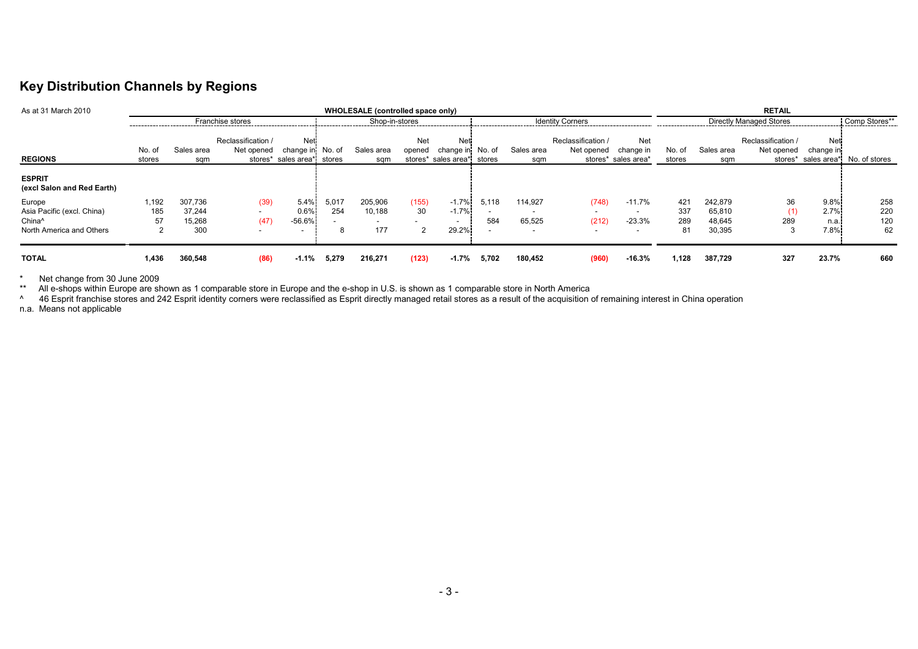## Key Distribution Channels by Regions

| As at 31 March 2010 | WHOLESALE (controlled space only) | | | | | | | | | | | | RETAIL | | | | |
|---|---|---|---|---|---|---|---|---|---|---|---|---|---|---|---|---|---|
| | Franchise stores | | | | Shop-in-stores | | | | Identity Corners | | | | Directly Managed Stores | | | | Comp Stores** |
| REGIONS | No. of stores | Sales area sqm | Reclassification / Net opened stores* | Net change in sales area* | No. of stores | Sales area sqm | Net opened stores* | Net change in sales area* | No. of stores | Sales area sqm | Reclassification / Net opened stores* | Net change in sales area* | No. of stores | Sales area sqm | Reclassification / Net opened stores* | Net change in sales area* | No. of stores |
| **ESPRIT (excl Salon and Red Earth)** | | | | | | | | | | | | | | | | | |
| Europe | 1,192 | 307,736 | (39) | 5.4% | 5,017 | 205,906 | (155) | -1.7% | 5,118 | 114,927 | (748) | -11.7% | 421 | 242,879 | 36 | 9.8% | 258 |
| Asia Pacific (excl. China) | 185 | 37,244 | - | 0.6% | 254 | 10,188 | 30 | -1.7% | - | - | - | - | 337 | 65,810 | (1) | 2.7% | 220 |
| China^ | 57 | 15,268 | (47) | -56.6% | - | - | - | - | 584 | 65,525 | (212) | -23.3% | 289 | 48,645 | 289 | n.a. | 120 |
| North America and Others | 2 | 300 | - | - | 8 | 177 | 2 | 29.2% | - | - | - | - | 81 | 30,395 | 3 | 7.8% | 62 |
| **TOTAL** | **1,436** | **360,548** | **(86)** | **-1.1%** | **5,279** | **216,271** | **(123)** | **-1.7%** | **5,702** | **180,452** | **(960)** | **-16.3%** | **1,128** | **387,729** | **327** | **23.7%** | **660** |

\* Net change from 30 June 2009

** All e-shops within Europe are shown as 1 comparable store in Europe and the e-shop in U.S. is shown as 1 comparable store in North America

^ 46 Esprit franchise stores and 242 Esprit identity corners were reclassified as Esprit directly managed retail stores as a result of the acquisition of remaining interest in China operation

n.a. Means not applicable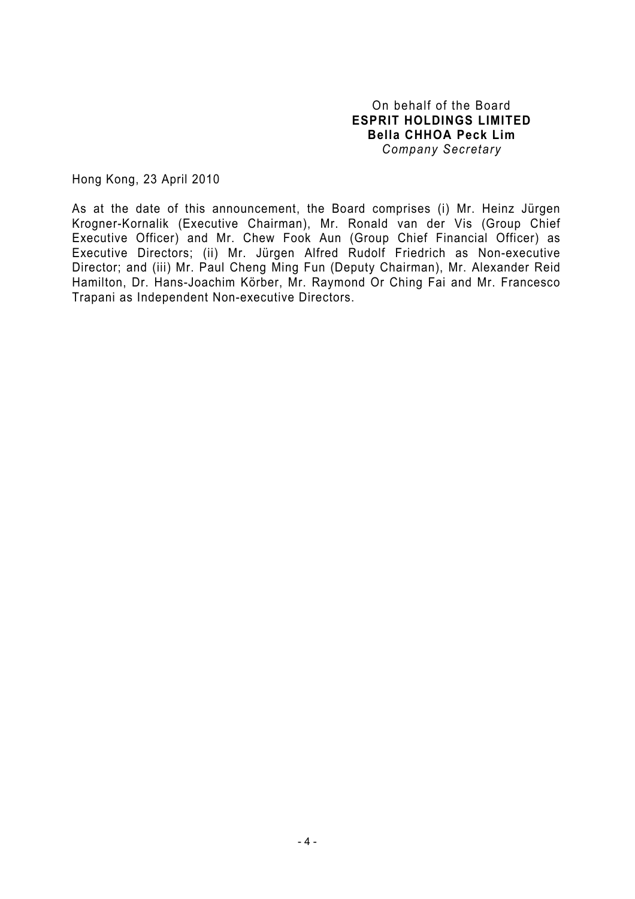On behalf of the Board
**ESPRIT HOLDINGS LIMITED**
**Bella CHHOA Peck Lim**
*Company Secretary*

Hong Kong, 23 April 2010

As at the date of this announcement, the Board comprises (i) Mr. Heinz Jürgen Krogner-Kornalik (Executive Chairman), Mr. Ronald van der Vis (Group Chief Executive Officer) and Mr. Chew Fook Aun (Group Chief Financial Officer) as Executive Directors; (ii) Mr. Jürgen Alfred Rudolf Friedrich as Non-executive Director; and (iii) Mr. Paul Cheng Ming Fun (Deputy Chairman), Mr. Alexander Reid Hamilton, Dr. Hans-Joachim Körber, Mr. Raymond Or Ching Fai and Mr. Francesco Trapani as Independent Non-executive Directors.